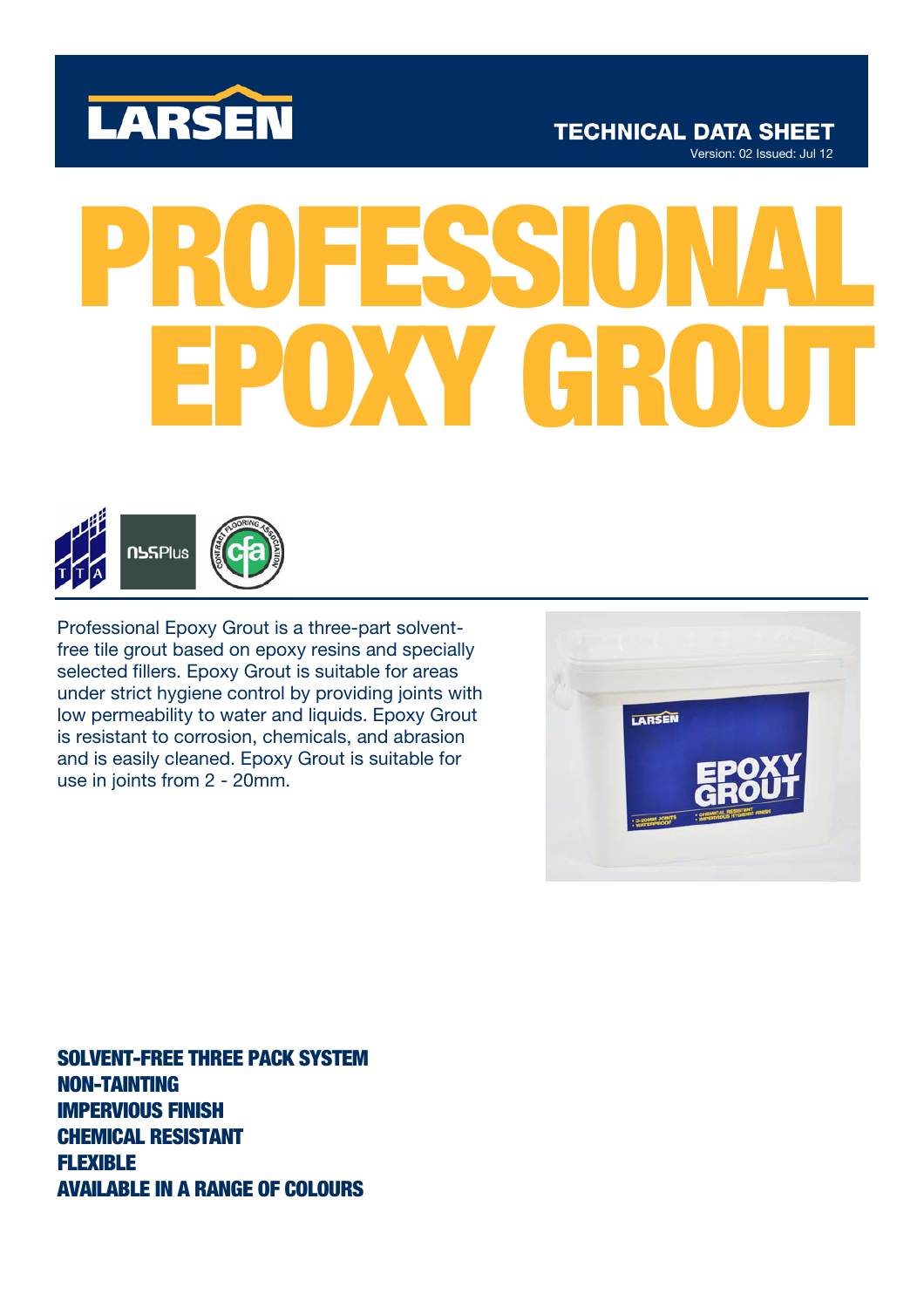LARSEN

**TECHNICAL DATA SHEET**
Version: 02 Issued: Jul 12

# PROFESSIONAL EPOXY GROUT

Professional Epoxy Grout is a three-part solvent-free tile grout based on epoxy resins and specially selected fillers. Epoxy Grout is suitable for areas under strict hygiene control by providing joints with low permeability to water and liquids. Epoxy Grout is resistant to corrosion, chemicals, and abrasion and is easily cleaned. Epoxy Grout is suitable for use in joints from 2 - 20mm.

**SOLVENT-FREE THREE PACK SYSTEM**
**NON-TAINTING**
**IMPERVIOUS FINISH**
**CHEMICAL RESISTANT**
**FLEXIBLE**
**AVAILABLE IN A RANGE OF COLOURS**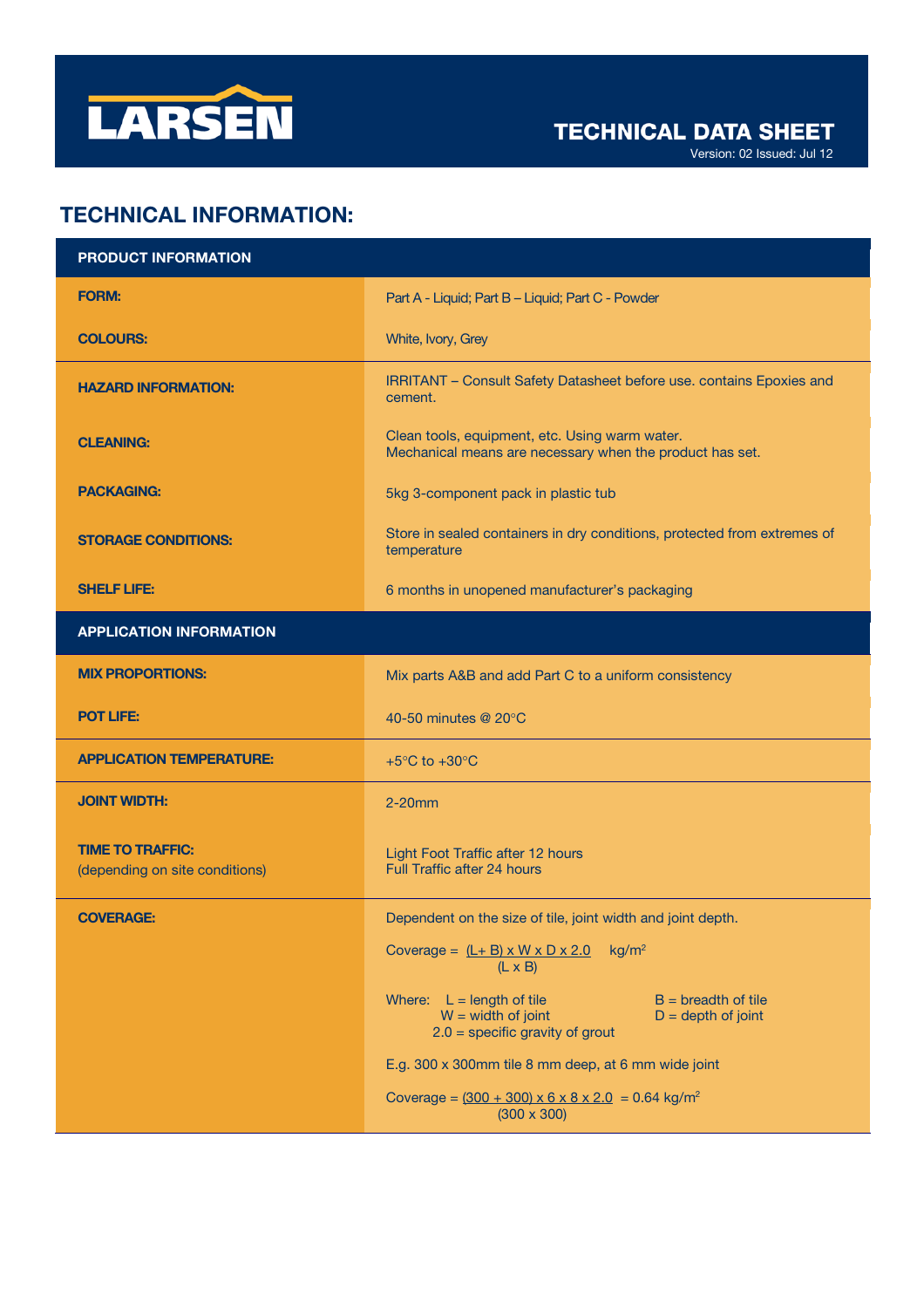# TECHNICAL DATA SHEET

Version: 02 Issued: Jul 12

## TECHNICAL INFORMATION:

| PRODUCT INFORMATION | |
|---|---|
| **FORM:** | Part A - Liquid; Part B – Liquid; Part C - Powder |
| **COLOURS:** | White, Ivory, Grey |
| **HAZARD INFORMATION:** | IRRITANT – Consult Safety Datasheet before use. contains Epoxies and cement. |
| **CLEANING:** | Clean tools, equipment, etc. Using warm water. Mechanical means are necessary when the product has set. |
| **PACKAGING:** | 5kg 3-component pack in plastic tub |
| **STORAGE CONDITIONS:** | Store in sealed containers in dry conditions, protected from extremes of temperature |
| **SHELF LIFE:** | 6 months in unopened manufacturer's packaging |
| **APPLICATION INFORMATION** | |
| **MIX PROPORTIONS:** | Mix parts A&B and add Part C to a uniform consistency |
| **POT LIFE:** | 40-50 minutes @ 20°C |
| **APPLICATION TEMPERATURE:** | +5°C to +30°C |
| **JOINT WIDTH:** | 2-20mm |
| **TIME TO TRAFFIC:** (depending on site conditions) | Light Foot Traffic after 12 hours<br>Full Traffic after 24 hours |
| **COVERAGE:** | Dependent on the size of tile, joint width and joint depth.<br>Coverage = $\frac{(L + B) \times W \times D \times 2.0}{(L \times B)}$ kg/m$^2$<br>Where: L = length of tile; B = breadth of tile; W = width of joint; D = depth of joint; 2.0 = specific gravity of grout<br>E.g. 300 x 300mm tile 8 mm deep, at 6 mm wide joint<br>Coverage = $\frac{(300 + 300) \times 6 \times 8 \times 2.0}{(300 \times 300)} = 0.64$ kg/m$^2$ |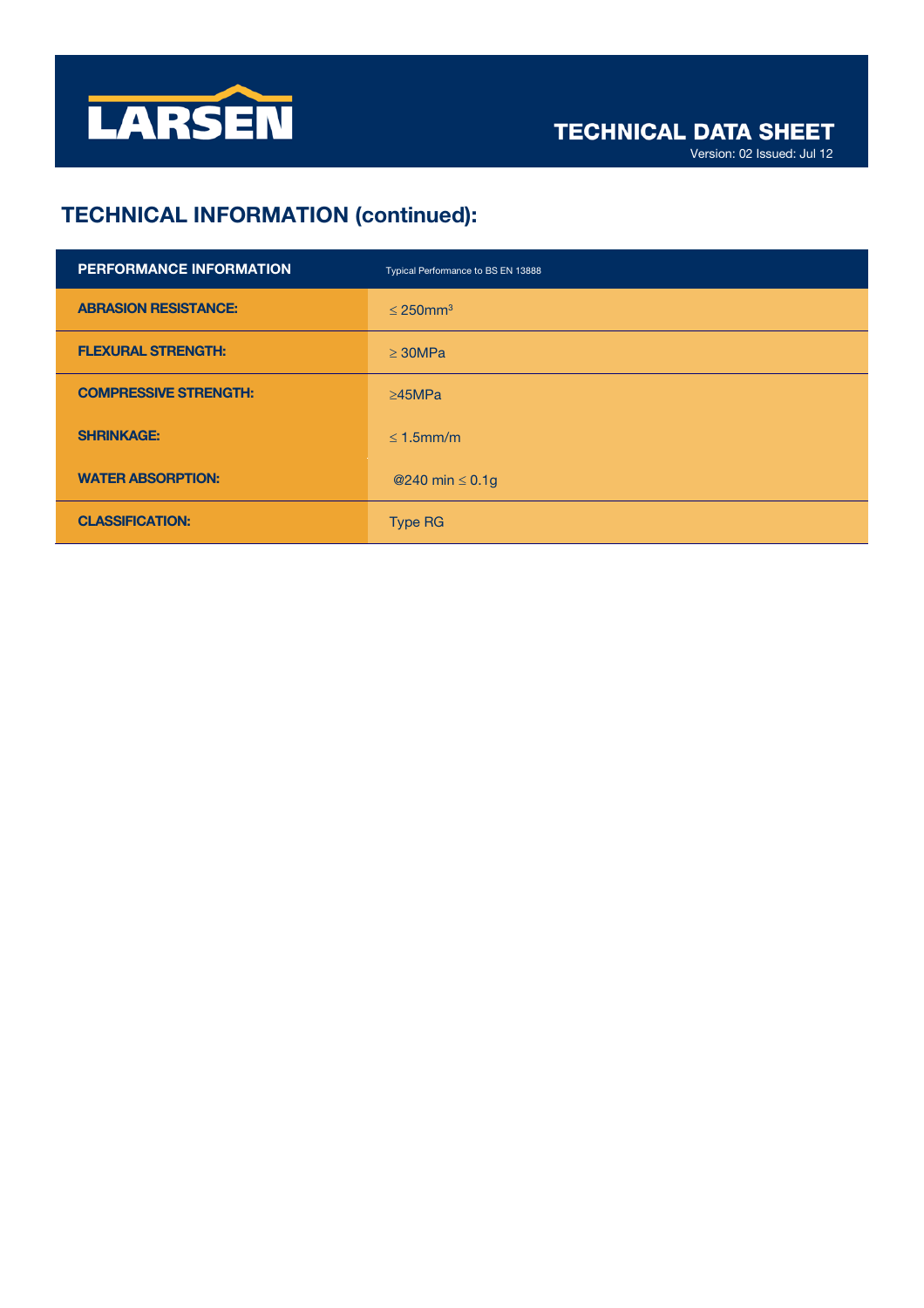# TECHNICAL INFORMATION (continued):

| PERFORMANCE INFORMATION | Typical Performance to BS EN 13888 |
| --- | --- |
| ABRASION RESISTANCE: | ≤ 250mm$^3$ |
| FLEXURAL STRENGTH: | ≥ 30MPa |
| COMPRESSIVE STRENGTH: | ≥45MPa |
| SHRINKAGE: | ≤ 1.5mm/m |
| WATER ABSORPTION: | @240 min ≤ 0.1g |
| CLASSIFICATION: | Type RG |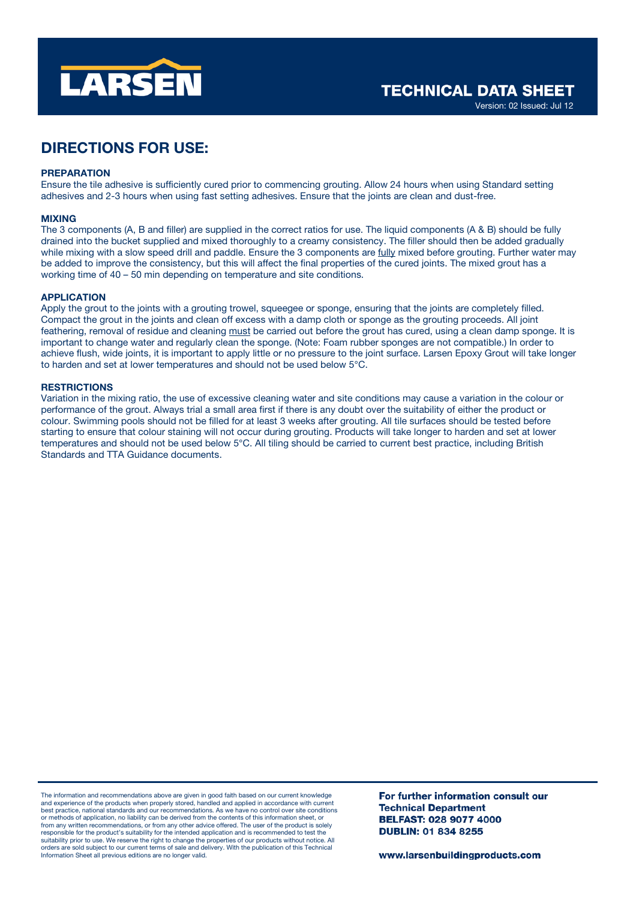## DIRECTIONS FOR USE:

### PREPARATION

Ensure the tile adhesive is sufficiently cured prior to commencing grouting. Allow 24 hours when using Standard setting adhesives and 2-3 hours when using fast setting adhesives. Ensure that the joints are clean and dust-free.

### MIXING

The 3 components (A, B and filler) are supplied in the correct ratios for use. The liquid components (A & B) should be fully drained into the bucket supplied and mixed thoroughly to a creamy consistency. The filler should then be added gradually while mixing with a slow speed drill and paddle. Ensure the 3 components are fully mixed before grouting. Further water may be added to improve the consistency, but this will affect the final properties of the cured joints. The mixed grout has a working time of 40 – 50 min depending on temperature and site conditions.

### APPLICATION

Apply the grout to the joints with a grouting trowel, squeegee or sponge, ensuring that the joints are completely filled. Compact the grout in the joints and clean off excess with a damp cloth or sponge as the grouting proceeds. All joint feathering, removal of residue and cleaning must be carried out before the grout has cured, using a clean damp sponge. It is important to change water and regularly clean the sponge. (Note: Foam rubber sponges are not compatible.) In order to achieve flush, wide joints, it is important to apply little or no pressure to the joint surface. Larsen Epoxy Grout will take longer to harden and set at lower temperatures and should not be used below 5°C.

### RESTRICTIONS

Variation in the mixing ratio, the use of excessive cleaning water and site conditions may cause a variation in the colour or performance of the grout. Always trial a small area first if there is any doubt over the suitability of either the product or colour. Swimming pools should not be filled for at least 3 weeks after grouting. All tile surfaces should be tested before starting to ensure that colour staining will not occur during grouting. Products will take longer to harden and set at lower temperatures and should not be used below 5°C. All tiling should be carried to current best practice, including British Standards and TTA Guidance documents.

The information and recommendations above are given in good faith based on our current knowledge and experience of the products when properly stored, handled and applied in accordance with current best practice, national standards and our recommendations. As we have no control over site conditions or methods of application, no liability can be derived from the contents of this information sheet, or from any written recommendations, or from any other advice offered. The user of the product is solely responsible for the product's suitability for the intended application and is recommended to test the suitability prior to use. We reserve the right to change the properties of our products without notice. All orders are sold subject to our current terms of sale and delivery. With the publication of this Technical Information Sheet all previous editions are no longer valid.

**For further information consult our Technical Department**
**BELFAST: 028 9077 4000**
**DUBLIN: 01 834 8255**

**www.larsenbuildingproducts.com**